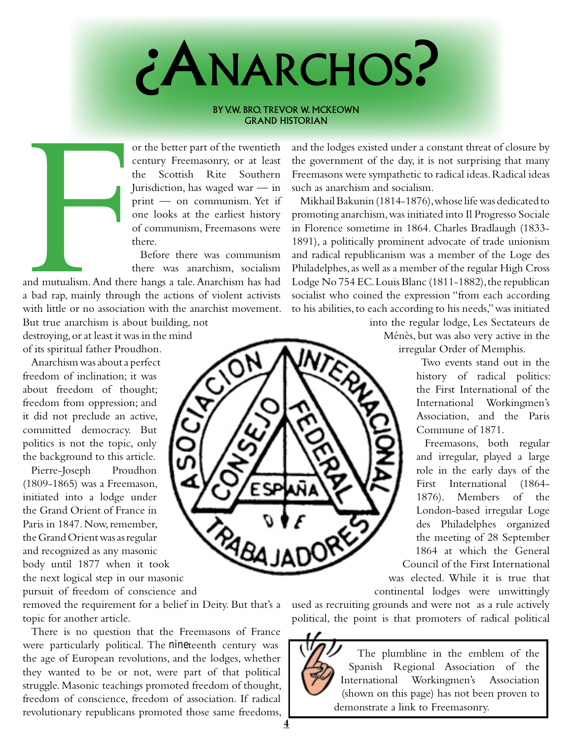# ¿Anarchos?

**BY V.W. BRO. TREVOR W. MCKEOWN**
**GRAND HISTORIAN**

For the better part of the twentieth century Freemasonry, or at least the Scottish Rite Southern Jurisdiction, has waged war — in print — on communism. Yet if one looks at the earliest history of communism, Freemasons were there.

Before there was communism there was anarchism, socialism and mutualism. And there hangs a tale. Anarchism has had a bad rap, mainly through the actions of violent activists with little or no association with the anarchist movement. But true anarchism is about building, not destroying, or at least it was in the mind of its spiritual father Proudhon.

Anarchism was about a perfect freedom of inclination; it was about freedom of thought; freedom from oppression; and it did not preclude an active, committed democracy. But politics is not the topic, only the background to this article.

Pierre-Joseph Proudhon (1809-1865) was a Freemason, initiated into a lodge under the Grand Orient of France in Paris in 1847. Now, remember, the Grand Orient was as regular and recognized as any masonic body until 1877 when it took the next logical step in our masonic pursuit of freedom of conscience and removed the requirement for a belief in Deity. But that's a topic for another article.

There is no question that the Freemasons of France were particularly political. The nineteenth century was the age of European revolutions, and the lodges, whether they wanted to be or not, were part of that political struggle. Masonic teachings promoted freedom of thought, freedom of conscience, freedom of association. If radical revolutionary republicans promoted those same freedoms, and the lodges existed under a constant threat of closure by the government of the day, it is not surprising that many Freemasons were sympathetic to radical ideas. Radical ideas such as anarchism and socialism.

Mikhail Bakunin (1814-1876), whose life was dedicated to promoting anarchism, was initiated into Il Progresso Sociale in Florence sometime in 1864. Charles Bradlaugh (1833-1891), a politically prominent advocate of trade unionism and radical republicanism was a member of the Loge des Philadelphes, as well as a member of the regular High Cross Lodge No 754 EC. Louis Blanc (1811-1882), the republican socialist who coined the expression "from each according to his abilities, to each according to his needs," was initiated into the regular lodge, Les Sectateurs de Ménès, but was also very active in the irregular Order of Memphis.

Two events stand out in the history of radical politics: the First International of the International Workingmen's Association, and the Paris Commune of 1871.

Freemasons, both regular and irregular, played a large role in the early days of the First International (1864-1876). Members of the London-based irregular Loge des Philadelphes organized the meeting of 28 September 1864 at which the General Council of the First International was elected. While it is true that continental lodges were unwittingly used as recruiting grounds and were not as a rule actively political, the point is that promoters of radical political

> The plumbline in the emblem of the Spanish Regional Association of the International Workingmen's Association (shown on this page) has not been proven to demonstrate a link to Freemasonry.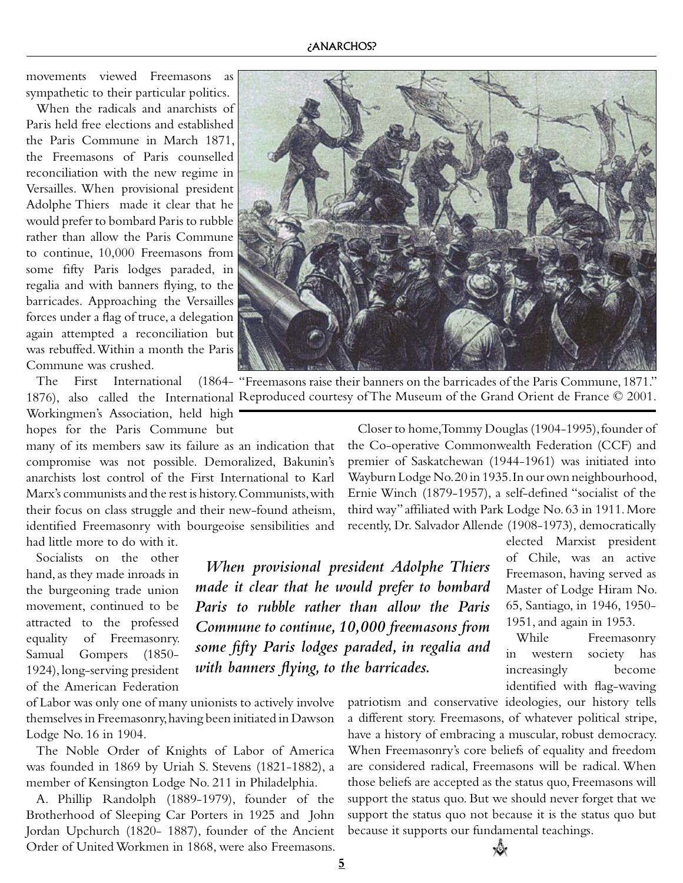movements viewed Freemasons as sympathetic to their particular politics.

When the radicals and anarchists of Paris held free elections and established the Paris Commune in March 1871, the Freemasons of Paris counselled reconciliation with the new regime in Versailles. When provisional president Adolphe Thiers made it clear that he would prefer to bombard Paris to rubble rather than allow the Paris Commune to continue, 10,000 Freemasons from some fifty Paris lodges paraded, in regalia and with banners flying, to the barricades. Approaching the Versailles forces under a flag of truce, a delegation again attempted a reconciliation but was rebuffed. Within a month the Paris Commune was crushed.

"Freemasons raise their banners on the barricades of the Paris Commune, 1871." Reproduced courtesy of The Museum of the Grand Orient de France © 2001.

The First International (1864-1876), also called the International Workingmen's Association, held high hopes for the Paris Commune but many of its members saw its failure as an indication that compromise was not possible. Demoralized, Bakunin's anarchists lost control of the First International to Karl Marx's communists and the rest is history. Communists, with their focus on class struggle and their new-found atheism, identified Freemasonry with bourgeoise sensibilities and had little more to do with it.

Socialists on the other hand, as they made inroads in the burgeoning trade union movement, continued to be attracted to the professed equality of Freemasonry. Samual Gompers (1850-1924), long-serving president of the American Federation of Labor was only one of many unionists to actively involve themselves in Freemasonry, having been initiated in Dawson Lodge No. 16 in 1904.

The Noble Order of Knights of Labor of America was founded in 1869 by Uriah S. Stevens (1821-1882), a member of Kensington Lodge No. 211 in Philadelphia.

A. Phillip Randolph (1889-1979), founder of the Brotherhood of Sleeping Car Porters in 1925 and John Jordan Upchurch (1820- 1887), founder of the Ancient Order of United Workmen in 1868, were also Freemasons.

> ***When provisional president Adolphe Thiers made it clear that he would prefer to bombard Paris to rubble rather than allow the Paris Commune to continue, 10,000 freemasons from some fifty Paris lodges paraded, in regalia and with banners flying, to the barricades.***

Closer to home, Tommy Douglas (1904-1995), founder of the Co-operative Commonwealth Federation (CCF) and premier of Saskatchewan (1944-1961) was initiated into Wayburn Lodge No. 20 in 1935. In our own neighbourhood, Ernie Winch (1879-1957), a self-defined "socialist of the third way" affiliated with Park Lodge No. 63 in 1911. More recently, Dr. Salvador Allende (1908-1973), democratically elected Marxist president of Chile, was an active Freemason, having served as Master of Lodge Hiram No. 65, Santiago, in 1946, 1950-1951, and again in 1953.

While Freemasonry in western society has increasingly become identified with flag-waving patriotism and conservative ideologies, our history tells a different story. Freemasons, of whatever political stripe, have a history of embracing a muscular, robust democracy. When Freemasonry's core beliefs of equality and freedom are considered radical, Freemasons will be radical. When those beliefs are accepted as the status quo, Freemasons will support the status quo. But we should never forget that we support the status quo not because it is the status quo but because it supports our fundamental teachings.